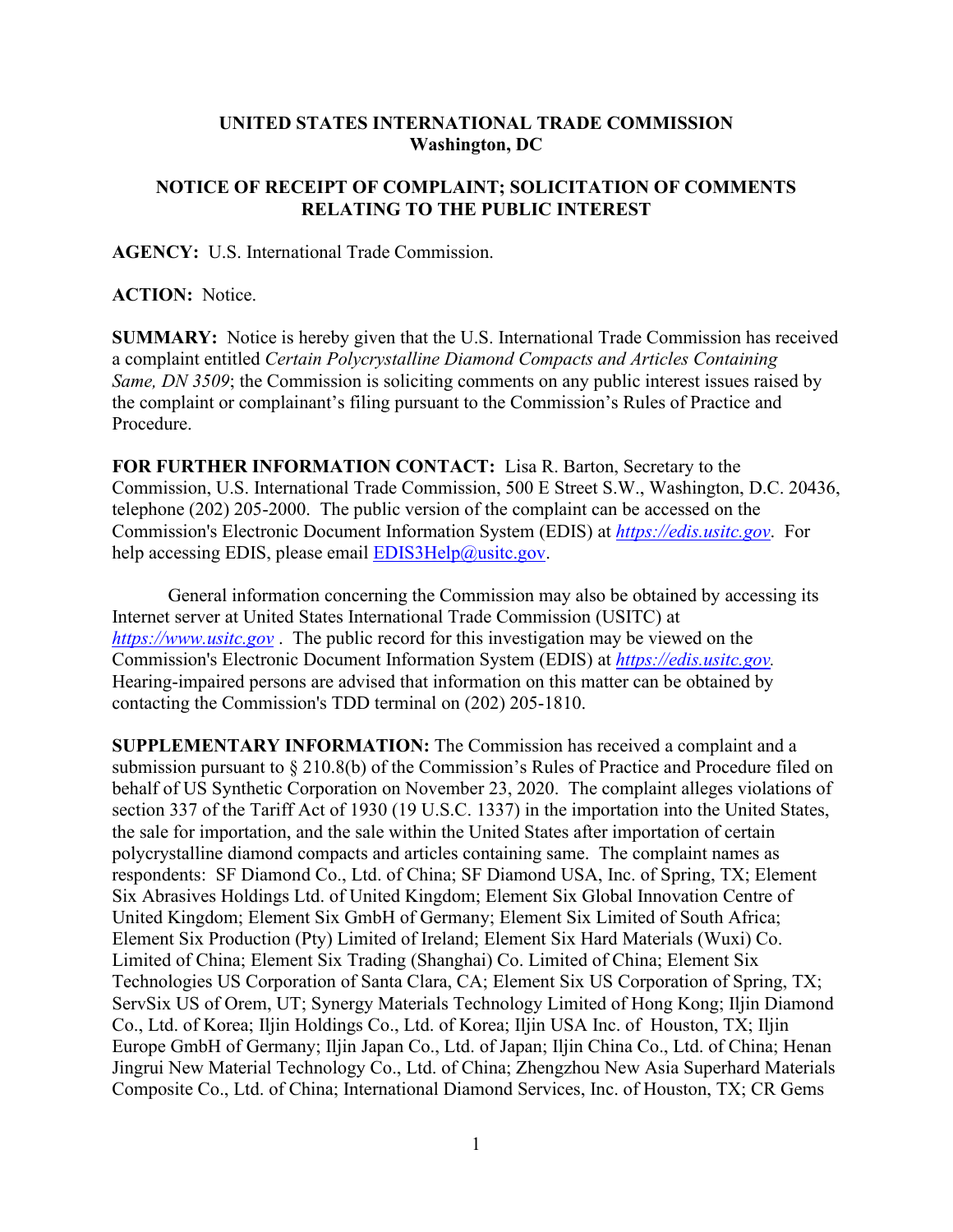**UNITED STATES INTERNATIONAL TRADE COMMISSION**
**Washington, DC**

**NOTICE OF RECEIPT OF COMPLAINT; SOLICITATION OF COMMENTS RELATING TO THE PUBLIC INTEREST**

**AGENCY:** U.S. International Trade Commission.

**ACTION:** Notice.

**SUMMARY:** Notice is hereby given that the U.S. International Trade Commission has received a complaint entitled *Certain Polycrystalline Diamond Compacts and Articles Containing Same, DN 3509*; the Commission is soliciting comments on any public interest issues raised by the complaint or complainant's filing pursuant to the Commission's Rules of Practice and Procedure.

**FOR FURTHER INFORMATION CONTACT:** Lisa R. Barton, Secretary to the Commission, U.S. International Trade Commission, 500 E Street S.W., Washington, D.C. 20436, telephone (202) 205-2000. The public version of the complaint can be accessed on the Commission's Electronic Document Information System (EDIS) at *https://edis.usitc.gov*. For help accessing EDIS, please email EDIS3Help@usitc.gov.

General information concerning the Commission may also be obtained by accessing its Internet server at United States International Trade Commission (USITC) at *https://www.usitc.gov* . The public record for this investigation may be viewed on the Commission's Electronic Document Information System (EDIS) at *https://edis.usitc.gov.* Hearing-impaired persons are advised that information on this matter can be obtained by contacting the Commission's TDD terminal on (202) 205-1810.

**SUPPLEMENTARY INFORMATION:** The Commission has received a complaint and a submission pursuant to § 210.8(b) of the Commission's Rules of Practice and Procedure filed on behalf of US Synthetic Corporation on November 23, 2020. The complaint alleges violations of section 337 of the Tariff Act of 1930 (19 U.S.C. 1337) in the importation into the United States, the sale for importation, and the sale within the United States after importation of certain polycrystalline diamond compacts and articles containing same. The complaint names as respondents: SF Diamond Co., Ltd. of China; SF Diamond USA, Inc. of Spring, TX; Element Six Abrasives Holdings Ltd. of United Kingdom; Element Six Global Innovation Centre of United Kingdom; Element Six GmbH of Germany; Element Six Limited of South Africa; Element Six Production (Pty) Limited of Ireland; Element Six Hard Materials (Wuxi) Co. Limited of China; Element Six Trading (Shanghai) Co. Limited of China; Element Six Technologies US Corporation of Santa Clara, CA; Element Six US Corporation of Spring, TX; ServSix US of Orem, UT; Synergy Materials Technology Limited of Hong Kong; Iljin Diamond Co., Ltd. of Korea; Iljin Holdings Co., Ltd. of Korea; Iljin USA Inc. of Houston, TX; Iljin Europe GmbH of Germany; Iljin Japan Co., Ltd. of Japan; Iljin China Co., Ltd. of China; Henan Jingrui New Material Technology Co., Ltd. of China; Zhengzhou New Asia Superhard Materials Composite Co., Ltd. of China; International Diamond Services, Inc. of Houston, TX; CR Gems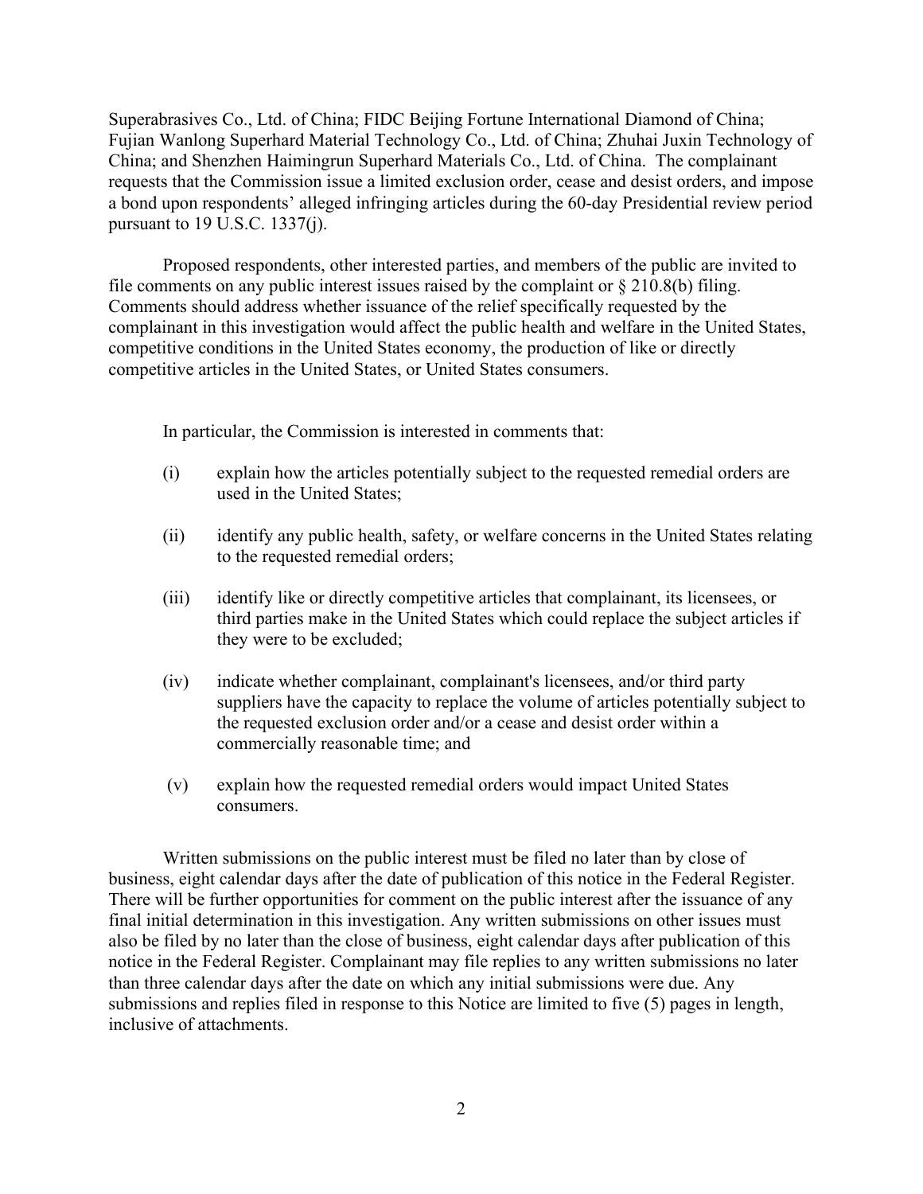Superabrasives Co., Ltd. of China; FIDC Beijing Fortune International Diamond of China; Fujian Wanlong Superhard Material Technology Co., Ltd. of China; Zhuhai Juxin Technology of China; and Shenzhen Haimingrun Superhard Materials Co., Ltd. of China. The complainant requests that the Commission issue a limited exclusion order, cease and desist orders, and impose a bond upon respondents' alleged infringing articles during the 60-day Presidential review period pursuant to 19 U.S.C. 1337(j).

Proposed respondents, other interested parties, and members of the public are invited to file comments on any public interest issues raised by the complaint or § 210.8(b) filing. Comments should address whether issuance of the relief specifically requested by the complainant in this investigation would affect the public health and welfare in the United States, competitive conditions in the United States economy, the production of like or directly competitive articles in the United States, or United States consumers.

In particular, the Commission is interested in comments that:

(i) explain how the articles potentially subject to the requested remedial orders are used in the United States;

(ii) identify any public health, safety, or welfare concerns in the United States relating to the requested remedial orders;

(iii) identify like or directly competitive articles that complainant, its licensees, or third parties make in the United States which could replace the subject articles if they were to be excluded;

(iv) indicate whether complainant, complainant's licensees, and/or third party suppliers have the capacity to replace the volume of articles potentially subject to the requested exclusion order and/or a cease and desist order within a commercially reasonable time; and

(v) explain how the requested remedial orders would impact United States consumers.

Written submissions on the public interest must be filed no later than by close of business, eight calendar days after the date of publication of this notice in the Federal Register. There will be further opportunities for comment on the public interest after the issuance of any final initial determination in this investigation. Any written submissions on other issues must also be filed by no later than the close of business, eight calendar days after publication of this notice in the Federal Register. Complainant may file replies to any written submissions no later than three calendar days after the date on which any initial submissions were due. Any submissions and replies filed in response to this Notice are limited to five (5) pages in length, inclusive of attachments.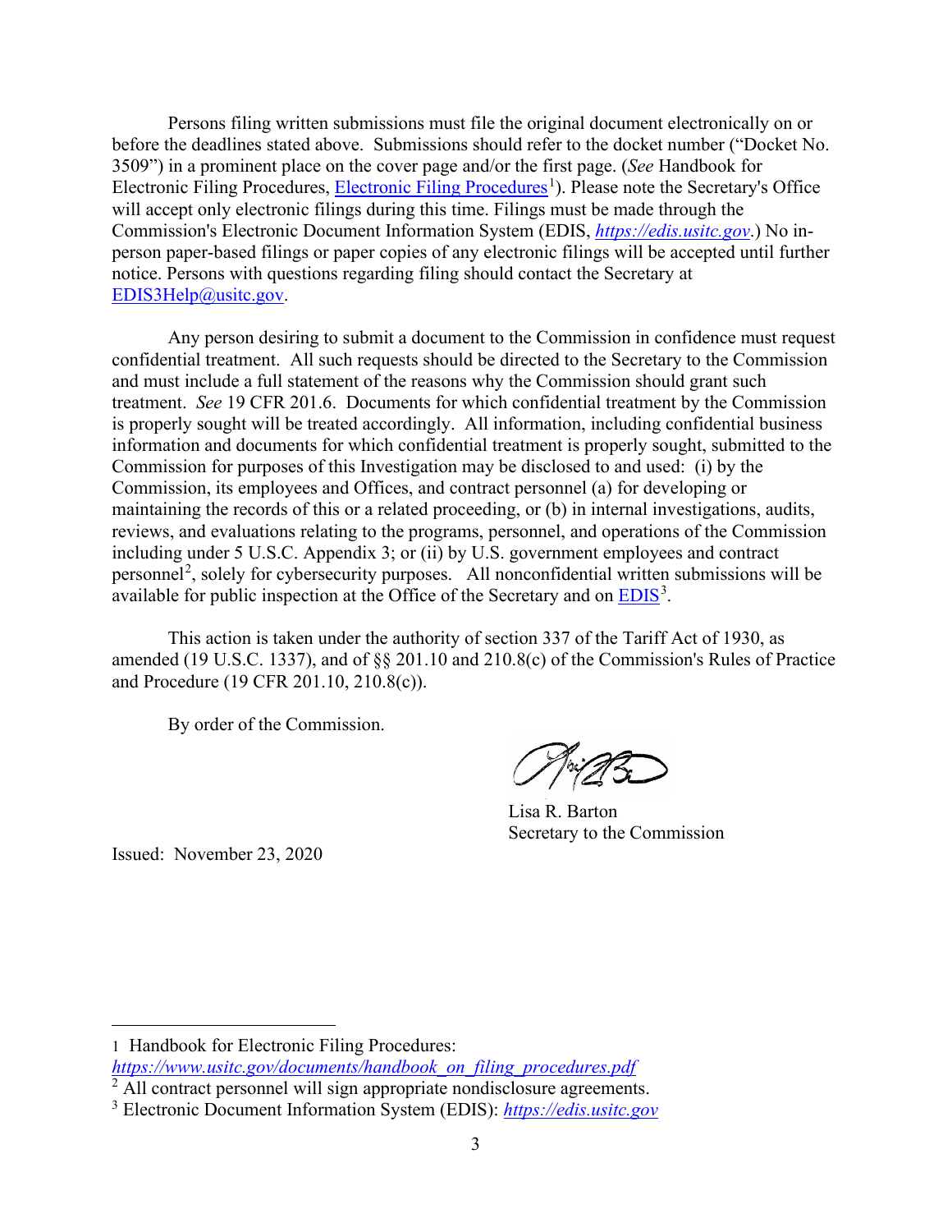Persons filing written submissions must file the original document electronically on or before the deadlines stated above. Submissions should refer to the docket number ("Docket No. 3509") in a prominent place on the cover page and/or the first page. (*See* Handbook for Electronic Filing Procedures, Electronic Filing Procedures[1]). Please note the Secretary's Office will accept only electronic filings during this time. Filings must be made through the Commission's Electronic Document Information System (EDIS, *https://edis.usitc.gov*.) No in-person paper-based filings or paper copies of any electronic filings will be accepted until further notice. Persons with questions regarding filing should contact the Secretary at EDIS3Help@usitc.gov.

Any person desiring to submit a document to the Commission in confidence must request confidential treatment. All such requests should be directed to the Secretary to the Commission and must include a full statement of the reasons why the Commission should grant such treatment. *See* 19 CFR 201.6. Documents for which confidential treatment by the Commission is properly sought will be treated accordingly. All information, including confidential business information and documents for which confidential treatment is properly sought, submitted to the Commission for purposes of this Investigation may be disclosed to and used: (i) by the Commission, its employees and Offices, and contract personnel (a) for developing or maintaining the records of this or a related proceeding, or (b) in internal investigations, audits, reviews, and evaluations relating to the programs, personnel, and operations of the Commission including under 5 U.S.C. Appendix 3; or (ii) by U.S. government employees and contract personnel[2], solely for cybersecurity purposes. All nonconfidential written submissions will be available for public inspection at the Office of the Secretary and on EDIS[3].

This action is taken under the authority of section 337 of the Tariff Act of 1930, as amended (19 U.S.C. 1337), and of §§ 201.10 and 210.8(c) of the Commission's Rules of Practice and Procedure (19 CFR 201.10, 210.8(c)).

By order of the Commission.

Lisa R. Barton
Secretary to the Commission

Issued: November 23, 2020

---

1 Handbook for Electronic Filing Procedures: *https://www.usitc.gov/documents/handbook_on_filing_procedures.pdf*

2 All contract personnel will sign appropriate nondisclosure agreements.

3 Electronic Document Information System (EDIS): *https://edis.usitc.gov*